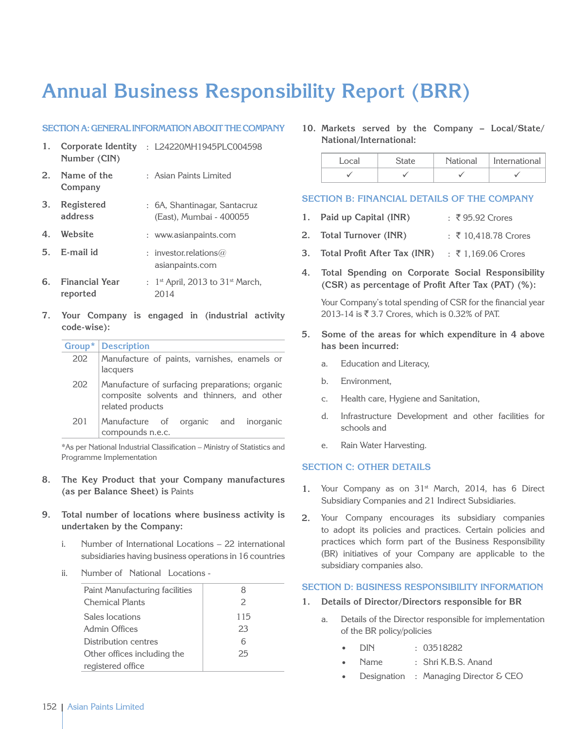# Annual Business Responsibility Report (BRR)

## SECTION A: GENERAL INFORMATION ABOUT THE COMPANY

1. **Corporate Identity Number (CIN)** : L24220MH1945PLC004598
2. **Name of the Company** : Asian Paints Limited
3. **Registered address** : 6A, Shantinagar, Santacruz (East), Mumbai - 400055
4. **Website** : www.asianpaints.com
5. **E-mail id** : investor.relations@asianpaints.com
6. **Financial Year reported** : 1st April, 2013 to 31st March, 2014
7. **Your Company is engaged in (industrial activity code-wise):**

| Group* | Description |
|---|---|
| 202 | Manufacture of paints, varnishes, enamels or lacquers |
| 202 | Manufacture of surfacing preparations; organic composite solvents and thinners, and other related products |
| 201 | Manufacture of organic and inorganic compounds n.e.c. |

*As per National Industrial Classification – Ministry of Statistics and Programme Implementation

8. **The Key Product that your Company manufactures (as per Balance Sheet) is** Paints

9. **Total number of locations where business activity is undertaken by the Company:**

   i. Number of International Locations – 22 international subsidiaries having business operations in 16 countries

   ii. Number of National Locations -

| | |
|---|---|
| Paint Manufacturing facilities | 8 |
| Chemical Plants | 2 |
| Sales locations | 115 |
| Admin Offices | 23 |
| Distribution centres | 6 |
| Other offices including the registered office | 25 |

10. **Markets served by the Company – Local/State/National/International:**

| Local | State | National | International |
|---|---|---|---|
| ✓ | ✓ | ✓ | ✓ |

## SECTION B: FINANCIAL DETAILS OF THE COMPANY

1. **Paid up Capital (INR)** : ₹ 95.92 Crores
2. **Total Turnover (INR)** : ₹ 10,418.78 Crores
3. **Total Profit After Tax (INR)** : ₹ 1,169.06 Crores
4. **Total Spending on Corporate Social Responsibility (CSR) as percentage of Profit After Tax (PAT) (%):**

   Your Company's total spending of CSR for the financial year 2013-14 is ₹ 3.7 Crores, which is 0.32% of PAT.

5. **Some of the areas for which expenditure in 4 above has been incurred:**

   a. Education and Literacy,

   b. Environment,

   c. Health care, Hygiene and Sanitation,

   d. Infrastructure Development and other facilities for schools and

   e. Rain Water Harvesting.

## SECTION C: OTHER DETAILS

1. Your Company as on 31st March, 2014, has 6 Direct Subsidiary Companies and 21 Indirect Subsidiaries.
2. Your Company encourages its subsidiary companies to adopt its policies and practices. Certain policies and practices which form part of the Business Responsibility (BR) initiatives of your Company are applicable to the subsidiary companies also.

## SECTION D: BUSINESS RESPONSIBILITY INFORMATION

1. **Details of Director/Directors responsible for BR**

   a. Details of the Director responsible for implementation of the BR policy/policies

   - DIN : 03518282
   - Name : Shri K.B.S. Anand
   - Designation : Managing Director & CEO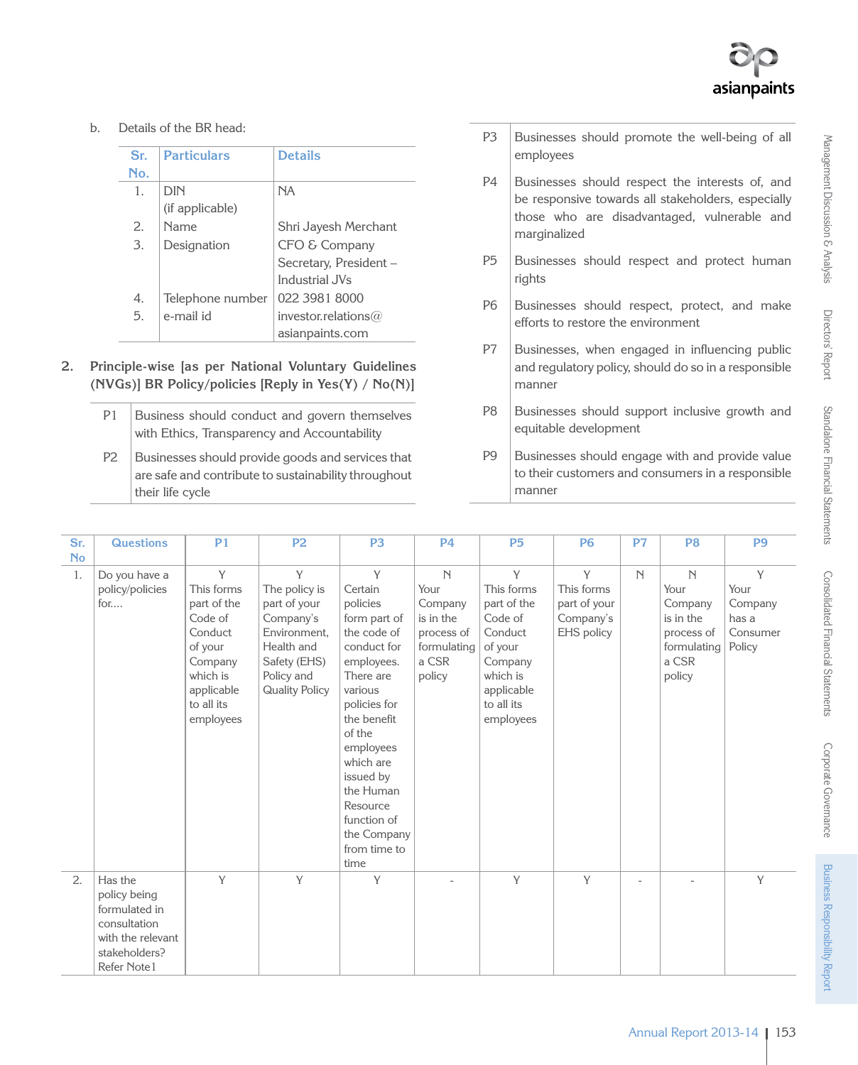b. Details of the BR head:

| Sr. No. | Particulars | Details |
|---|---|---|
| 1. | DIN (if applicable) | NA |
| 2. | Name | Shri Jayesh Merchant |
| 3. | Designation | CFO & Company Secretary, President – Industrial JVs |
| 4. | Telephone number | 022 3981 8000 |
| 5. | e-mail id | investor.relations@asianpaints.com |

**2. Principle-wise [as per National Voluntary Guidelines (NVGs)] BR Policy/policies [Reply in Yes(Y) / No(N)]**

| | |
|---|---|
| P1 | Business should conduct and govern themselves with Ethics, Transparency and Accountability |
| P2 | Businesses should provide goods and services that are safe and contribute to sustainability throughout their life cycle |
| P3 | Businesses should promote the well-being of all employees |
| P4 | Businesses should respect the interests of, and be responsive towards all stakeholders, especially those who are disadvantaged, vulnerable and marginalized |
| P5 | Businesses should respect and protect human rights |
| P6 | Businesses should respect, protect, and make efforts to restore the environment |
| P7 | Businesses, when engaged in influencing public and regulatory policy, should do so in a responsible manner |
| P8 | Businesses should support inclusive growth and equitable development |
| P9 | Businesses should engage with and provide value to their customers and consumers in a responsible manner |

| Sr. No | Questions | P1 | P2 | P3 | P4 | P5 | P6 | P7 | P8 | P9 |
|---|---|---|---|---|---|---|---|---|---|---|
| 1. | Do you have a policy/policies for.... | Y This forms part of the Code of Conduct of your Company which is applicable to all its employees | Y The policy is part of your Company's Environment, Health and Safety (EHS) Policy and Quality Policy | Y Certain policies form part of the code of conduct for employees. There are various policies for the benefit of the employees which are issued by the Human Resource function of the Company from time to time | N Your Company is in the process of formulating a CSR policy | Y This forms part of the Code of Conduct of your Company which is applicable to all its employees | Y This forms part of your Company's EHS policy | N | N Your Company is in the process of formulating a CSR policy | Y Your Company has a Consumer Policy |
| 2. | Has the policy being formulated in consultation with the relevant stakeholders? Refer Note1 | Y | Y | Y | - | Y | Y | - | - | Y |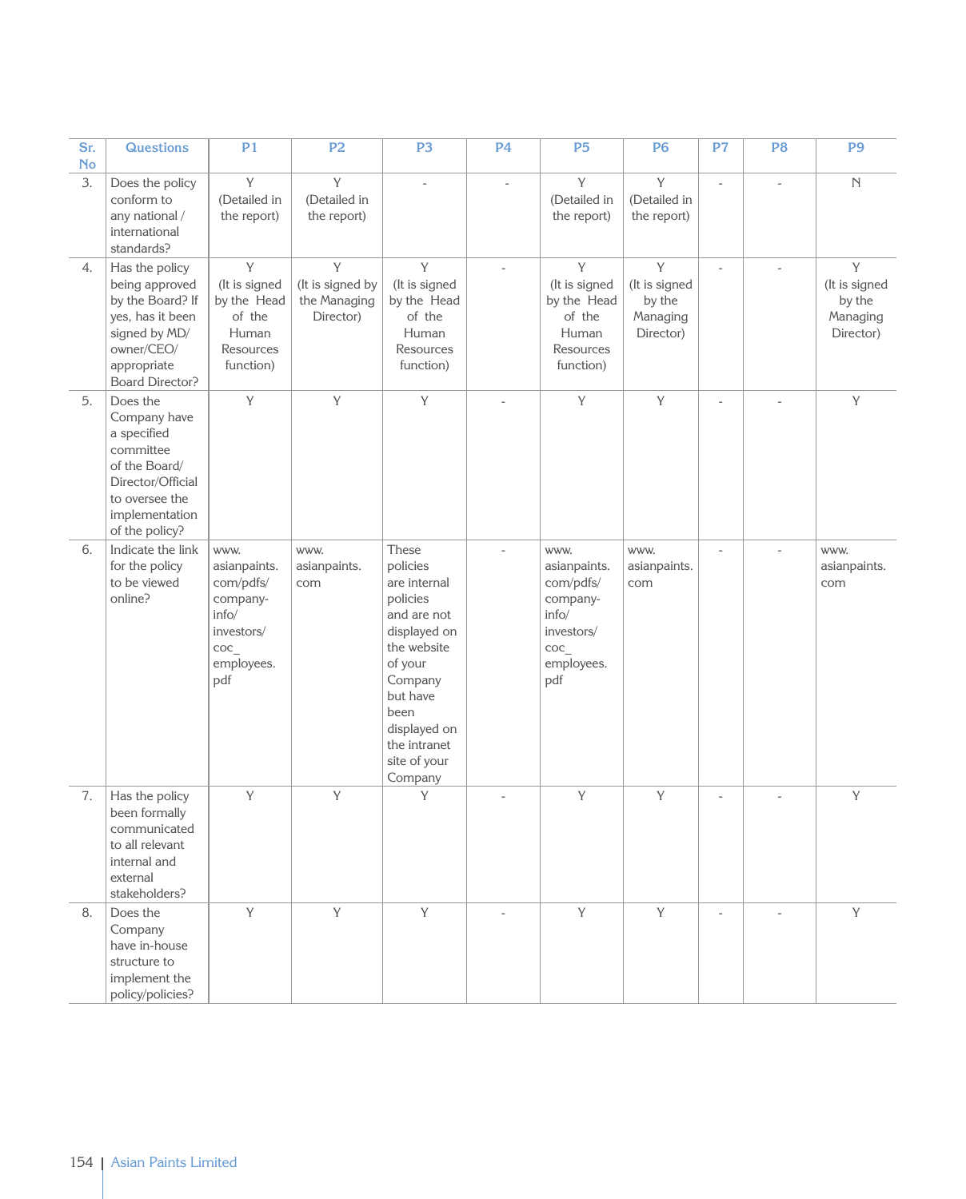| Sr. No | Questions | P1 | P2 | P3 | P4 | P5 | P6 | P7 | P8 | P9 |
|---|---|---|---|---|---|---|---|---|---|---|
| 3. | Does the policy conform to any national / international standards? | Y (Detailed in the report) | Y (Detailed in the report) | - | - | Y (Detailed in the report) | Y (Detailed in the report) | - | - | N |
| 4. | Has the policy being approved by the Board? If yes, has it been signed by MD/ owner/CEO/ appropriate Board Director? | Y (It is signed by the Head of the Human Resources function) | Y (It is signed by the Managing Director) | Y (It is signed by the Head of the Human Resources function) | - | Y (It is signed by the Head of the Human Resources function) | Y (It is signed by the Managing Director) | - | - | Y (It is signed by the Managing Director) |
| 5. | Does the Company have a specified committee of the Board/ Director/Official to oversee the implementation of the policy? | Y | Y | Y | - | Y | Y | - | - | Y |
| 6. | Indicate the link for the policy to be viewed online? | www.asianpaints.com/pdfs/company-info/investors/coc_employees.pdf | www.asianpaints.com | These policies are internal policies and are not displayed on the website of your Company but have been displayed on the intranet site of your Company | - | www.asianpaints.com/pdfs/company-info/investors/coc_employees.pdf | www.asianpaints.com | - | - | www.asianpaints.com |
| 7. | Has the policy been formally communicated to all relevant internal and external stakeholders? | Y | Y | Y | - | Y | Y | - | - | Y |
| 8. | Does the Company have in-house structure to implement the policy/policies? | Y | Y | Y | - | Y | Y | - | - | Y |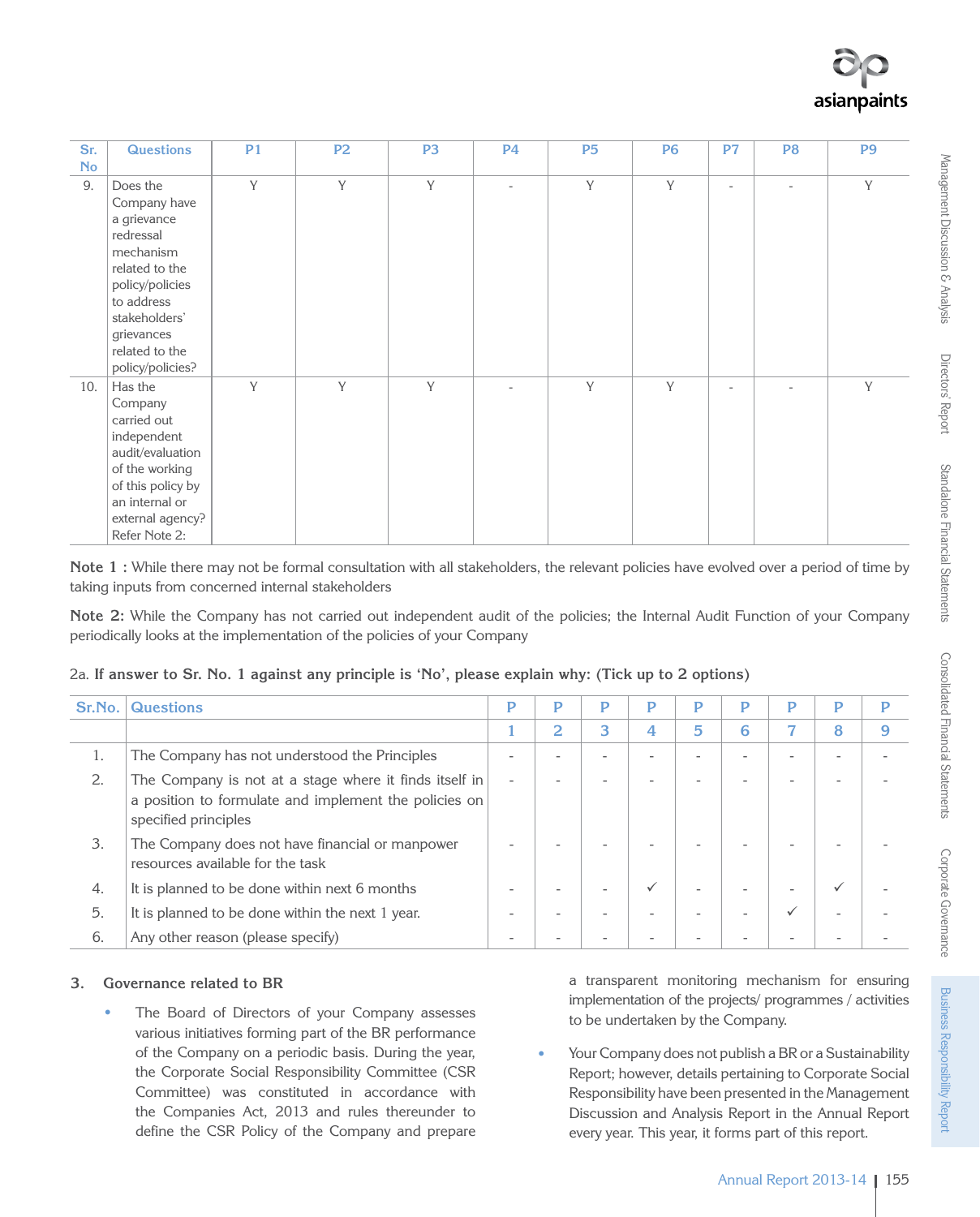| Sr. No | Questions | P1 | P2 | P3 | P4 | P5 | P6 | P7 | P8 | P9 |
|---|---|---|---|---|---|---|---|---|---|---|
| 9. | Does the Company have a grievance redressal mechanism related to the policy/policies to address stakeholders' grievances related to the policy/policies? | Y | Y | Y | - | Y | Y | - | - | Y |
| 10. | Has the Company carried out independent audit/evaluation of the working of this policy by an internal or external agency? Refer Note 2: | Y | Y | Y | - | Y | Y | - | - | Y |

**Note 1 :** While there may not be formal consultation with all stakeholders, the relevant policies have evolved over a period of time by taking inputs from concerned internal stakeholders

**Note 2:** While the Company has not carried out independent audit of the policies; the Internal Audit Function of your Company periodically looks at the implementation of the policies of your Company

2a. **If answer to Sr. No. 1 against any principle is 'No', please explain why: (Tick up to 2 options)**

| Sr.No. | Questions | P 1 | P 2 | P 3 | P 4 | P 5 | P 6 | P 7 | P 8 | P 9 |
|---|---|---|---|---|---|---|---|---|---|---|
| 1. | The Company has not understood the Principles | - | - | - | - | - | - | - | - | - |
| 2. | The Company is not at a stage where it finds itself in a position to formulate and implement the policies on specified principles | - | - | - | - | - | - | - | - | - |
| 3. | The Company does not have financial or manpower resources available for the task | - | - | - | - | - | - | - | - | - |
| 4. | It is planned to be done within next 6 months | - | - | - | ✓ | - | - | - | ✓ | - |
| 5. | It is planned to be done within the next 1 year. | - | - | - | - | - | - | ✓ | - | - |
| 6. | Any other reason (please specify) | - | - | - | - | - | - | - | - | - |

### 3. Governance related to BR

- The Board of Directors of your Company assesses various initiatives forming part of the BR performance of the Company on a periodic basis. During the year, the Corporate Social Responsibility Committee (CSR Committee) was constituted in accordance with the Companies Act, 2013 and rules thereunder to define the CSR Policy of the Company and prepare a transparent monitoring mechanism for ensuring implementation of the projects/ programmes / activities to be undertaken by the Company.
- Your Company does not publish a BR or a Sustainability Report; however, details pertaining to Corporate Social Responsibility have been presented in the Management Discussion and Analysis Report in the Annual Report every year. This year, it forms part of this report.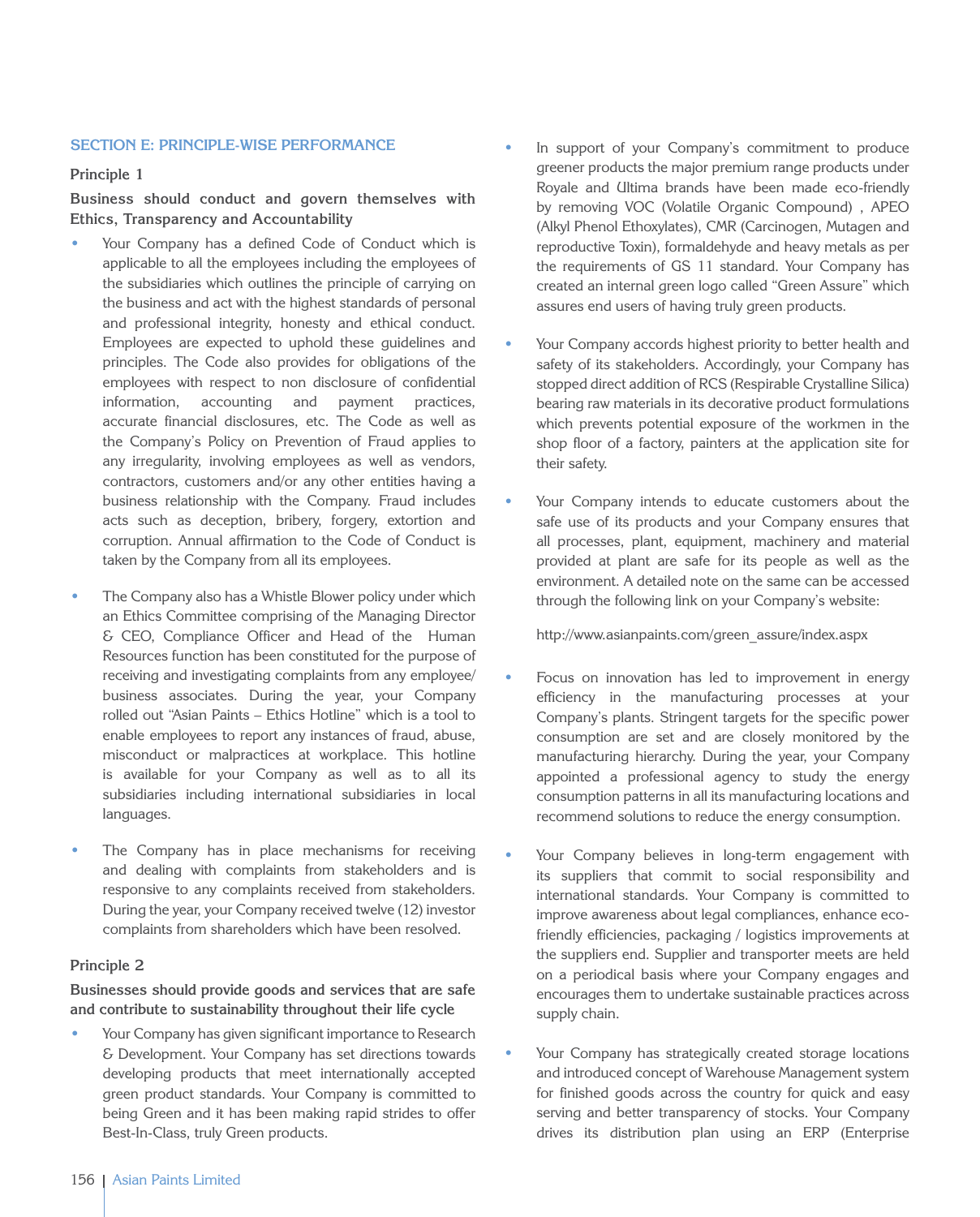## SECTION E: PRINCIPLE-WISE PERFORMANCE

### Principle 1

**Business should conduct and govern themselves with Ethics, Transparency and Accountability**

- Your Company has a defined Code of Conduct which is applicable to all the employees including the employees of the subsidiaries which outlines the principle of carrying on the business and act with the highest standards of personal and professional integrity, honesty and ethical conduct. Employees are expected to uphold these guidelines and principles. The Code also provides for obligations of the employees with respect to non disclosure of confidential information, accounting and payment practices, accurate financial disclosures, etc. The Code as well as the Company's Policy on Prevention of Fraud applies to any irregularity, involving employees as well as vendors, contractors, customers and/or any other entities having a business relationship with the Company. Fraud includes acts such as deception, bribery, forgery, extortion and corruption. Annual affirmation to the Code of Conduct is taken by the Company from all its employees.

- The Company also has a Whistle Blower policy under which an Ethics Committee comprising of the Managing Director & CEO, Compliance Officer and Head of the Human Resources function has been constituted for the purpose of receiving and investigating complaints from any employee/ business associates. During the year, your Company rolled out "Asian Paints – Ethics Hotline" which is a tool to enable employees to report any instances of fraud, abuse, misconduct or malpractices at workplace. This hotline is available for your Company as well as to all its subsidiaries including international subsidiaries in local languages.

- The Company has in place mechanisms for receiving and dealing with complaints from stakeholders and is responsive to any complaints received from stakeholders. During the year, your Company received twelve (12) investor complaints from shareholders which have been resolved.

### Principle 2

**Businesses should provide goods and services that are safe and contribute to sustainability throughout their life cycle**

- Your Company has given significant importance to Research & Development. Your Company has set directions towards developing products that meet internationally accepted green product standards. Your Company is committed to being Green and it has been making rapid strides to offer Best-In-Class, truly Green products.

- In support of your Company's commitment to produce greener products the major premium range products under Royale and Ultima brands have been made eco-friendly by removing VOC (Volatile Organic Compound) , APEO (Alkyl Phenol Ethoxylates), CMR (Carcinogen, Mutagen and reproductive Toxin), formaldehyde and heavy metals as per the requirements of GS 11 standard. Your Company has created an internal green logo called "Green Assure" which assures end users of having truly green products.

- Your Company accords highest priority to better health and safety of its stakeholders. Accordingly, your Company has stopped direct addition of RCS (Respirable Crystalline Silica) bearing raw materials in its decorative product formulations which prevents potential exposure of the workmen in the shop floor of a factory, painters at the application site for their safety.

- Your Company intends to educate customers about the safe use of its products and your Company ensures that all processes, plant, equipment, machinery and material provided at plant are safe for its people as well as the environment. A detailed note on the same can be accessed through the following link on your Company's website:

  http://www.asianpaints.com/green_assure/index.aspx

- Focus on innovation has led to improvement in energy efficiency in the manufacturing processes at your Company's plants. Stringent targets for the specific power consumption are set and are closely monitored by the manufacturing hierarchy. During the year, your Company appointed a professional agency to study the energy consumption patterns in all its manufacturing locations and recommend solutions to reduce the energy consumption.

- Your Company believes in long-term engagement with its suppliers that commit to social responsibility and international standards. Your Company is committed to improve awareness about legal compliances, enhance eco-friendly efficiencies, packaging / logistics improvements at the suppliers end. Supplier and transporter meets are held on a periodical basis where your Company engages and encourages them to undertake sustainable practices across supply chain.

- Your Company has strategically created storage locations and introduced concept of Warehouse Management system for finished goods across the country for quick and easy serving and better transparency of stocks. Your Company drives its distribution plan using an ERP (Enterprise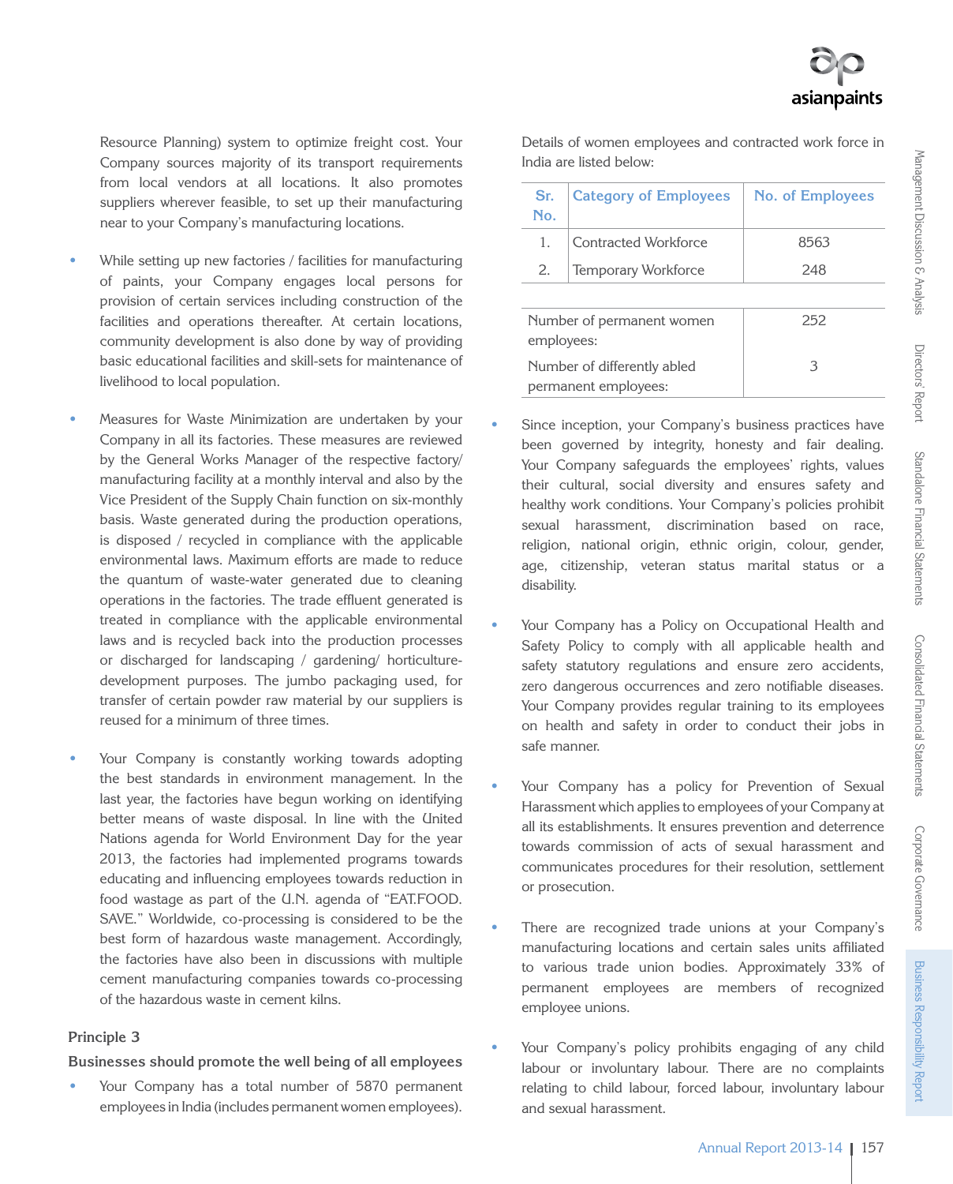Resource Planning) system to optimize freight cost. Your Company sources majority of its transport requirements from local vendors at all locations. It also promotes suppliers wherever feasible, to set up their manufacturing near to your Company's manufacturing locations.

- While setting up new factories / facilities for manufacturing of paints, your Company engages local persons for provision of certain services including construction of the facilities and operations thereafter. At certain locations, community development is also done by way of providing basic educational facilities and skill-sets for maintenance of livelihood to local population.

- Measures for Waste Minimization are undertaken by your Company in all its factories. These measures are reviewed by the General Works Manager of the respective factory/ manufacturing facility at a monthly interval and also by the Vice President of the Supply Chain function on six-monthly basis. Waste generated during the production operations, is disposed / recycled in compliance with the applicable environmental laws. Maximum efforts are made to reduce the quantum of waste-water generated due to cleaning operations in the factories. The trade effluent generated is treated in compliance with the applicable environmental laws and is recycled back into the production processes or discharged for landscaping / gardening/ horticulture-development purposes. The jumbo packaging used, for transfer of certain powder raw material by our suppliers is reused for a minimum of three times.

- Your Company is constantly working towards adopting the best standards in environment management. In the last year, the factories have begun working on identifying better means of waste disposal. In line with the United Nations agenda for World Environment Day for the year 2013, the factories had implemented programs towards educating and influencing employees towards reduction in food wastage as part of the U.N. agenda of "EAT.FOOD. SAVE." Worldwide, co-processing is considered to be the best form of hazardous waste management. Accordingly, the factories have also been in discussions with multiple cement manufacturing companies towards co-processing of the hazardous waste in cement kilns.

### Principle 3

### Businesses should promote the well being of all employees

- Your Company has a total number of 5870 permanent employees in India (includes permanent women employees).

Details of women employees and contracted work force in India are listed below:

| Sr. No. | Category of Employees | No. of Employees |
|---|---|---|
| 1. | Contracted Workforce | 8563 |
| 2. | Temporary Workforce | 248 |

| | |
|---|---|
| Number of permanent women employees: | 252 |
| Number of differently abled permanent employees: | 3 |

- Since inception, your Company's business practices have been governed by integrity, honesty and fair dealing. Your Company safeguards the employees' rights, values their cultural, social diversity and ensures safety and healthy work conditions. Your Company's policies prohibit sexual harassment, discrimination based on race, religion, national origin, ethnic origin, colour, gender, age, citizenship, veteran status marital status or a disability.

- Your Company has a Policy on Occupational Health and Safety Policy to comply with all applicable health and safety statutory regulations and ensure zero accidents, zero dangerous occurrences and zero notifiable diseases. Your Company provides regular training to its employees on health and safety in order to conduct their jobs in safe manner.

- Your Company has a policy for Prevention of Sexual Harassment which applies to employees of your Company at all its establishments. It ensures prevention and deterrence towards commission of acts of sexual harassment and communicates procedures for their resolution, settlement or prosecution.

- There are recognized trade unions at your Company's manufacturing locations and certain sales units affiliated to various trade union bodies. Approximately 33% of permanent employees are members of recognized employee unions.

- Your Company's policy prohibits engaging of any child labour or involuntary labour. There are no complaints relating to child labour, forced labour, involuntary labour and sexual harassment.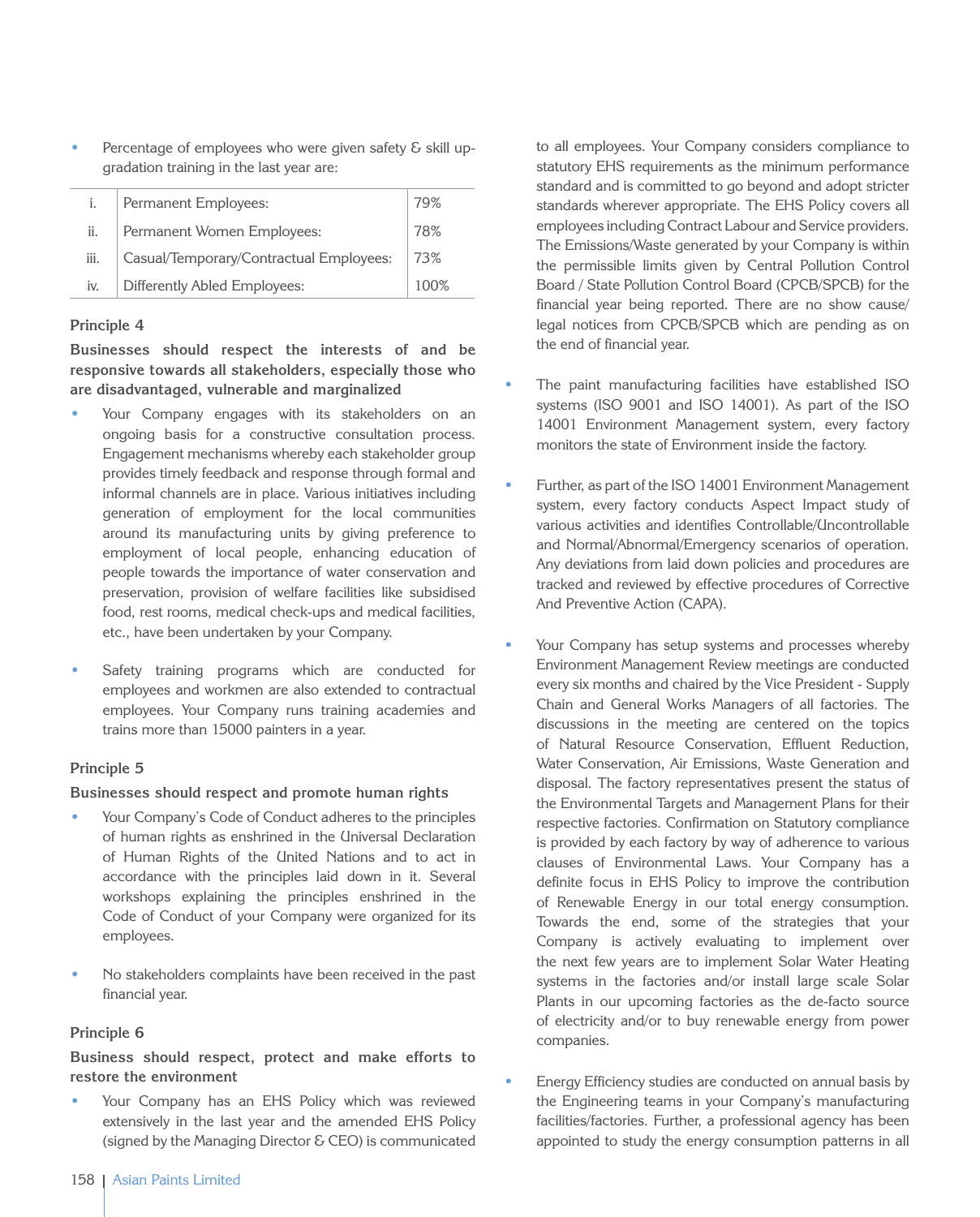- Percentage of employees who were given safety & skill up-gradation training in the last year are:

| | | |
|---|---|---|
| i. | Permanent Employees: | 79% |
| ii. | Permanent Women Employees: | 78% |
| iii. | Casual/Temporary/Contractual Employees: | 73% |
| iv. | Differently Abled Employees: | 100% |

**Principle 4**

**Businesses should respect the interests of and be responsive towards all stakeholders, especially those who are disadvantaged, vulnerable and marginalized**

- Your Company engages with its stakeholders on an ongoing basis for a constructive consultation process. Engagement mechanisms whereby each stakeholder group provides timely feedback and response through formal and informal channels are in place. Various initiatives including generation of employment for the local communities around its manufacturing units by giving preference to employment of local people, enhancing education of people towards the importance of water conservation and preservation, provision of welfare facilities like subsidised food, rest rooms, medical check-ups and medical facilities, etc., have been undertaken by your Company.

- Safety training programs which are conducted for employees and workmen are also extended to contractual employees. Your Company runs training academies and trains more than 15000 painters in a year.

**Principle 5**

**Businesses should respect and promote human rights**

- Your Company's Code of Conduct adheres to the principles of human rights as enshrined in the Universal Declaration of Human Rights of the United Nations and to act in accordance with the principles laid down in it. Several workshops explaining the principles enshrined in the Code of Conduct of your Company were organized for its employees.

- No stakeholders complaints have been received in the past financial year.

**Principle 6**

**Business should respect, protect and make efforts to restore the environment**

- Your Company has an EHS Policy which was reviewed extensively in the last year and the amended EHS Policy (signed by the Managing Director & CEO) is communicated to all employees. Your Company considers compliance to statutory EHS requirements as the minimum performance standard and is committed to go beyond and adopt stricter standards wherever appropriate. The EHS Policy covers all employees including Contract Labour and Service providers. The Emissions/Waste generated by your Company is within the permissible limits given by Central Pollution Control Board / State Pollution Control Board (CPCB/SPCB) for the financial year being reported. There are no show cause/ legal notices from CPCB/SPCB which are pending as on the end of financial year.

- The paint manufacturing facilities have established ISO systems (ISO 9001 and ISO 14001). As part of the ISO 14001 Environment Management system, every factory monitors the state of Environment inside the factory.

- Further, as part of the ISO 14001 Environment Management system, every factory conducts Aspect Impact study of various activities and identifies Controllable/Uncontrollable and Normal/Abnormal/Emergency scenarios of operation. Any deviations from laid down policies and procedures are tracked and reviewed by effective procedures of Corrective And Preventive Action (CAPA).

- Your Company has setup systems and processes whereby Environment Management Review meetings are conducted every six months and chaired by the Vice President - Supply Chain and General Works Managers of all factories. The discussions in the meeting are centered on the topics of Natural Resource Conservation, Effluent Reduction, Water Conservation, Air Emissions, Waste Generation and disposal. The factory representatives present the status of the Environmental Targets and Management Plans for their respective factories. Confirmation on Statutory compliance is provided by each factory by way of adherence to various clauses of Environmental Laws. Your Company has a definite focus in EHS Policy to improve the contribution of Renewable Energy in our total energy consumption. Towards the end, some of the strategies that your Company is actively evaluating to implement over the next few years are to implement Solar Water Heating systems in the factories and/or install large scale Solar Plants in our upcoming factories as the de-facto source of electricity and/or to buy renewable energy from power companies.

- Energy Efficiency studies are conducted on annual basis by the Engineering teams in your Company's manufacturing facilities/factories. Further, a professional agency has been appointed to study the energy consumption patterns in all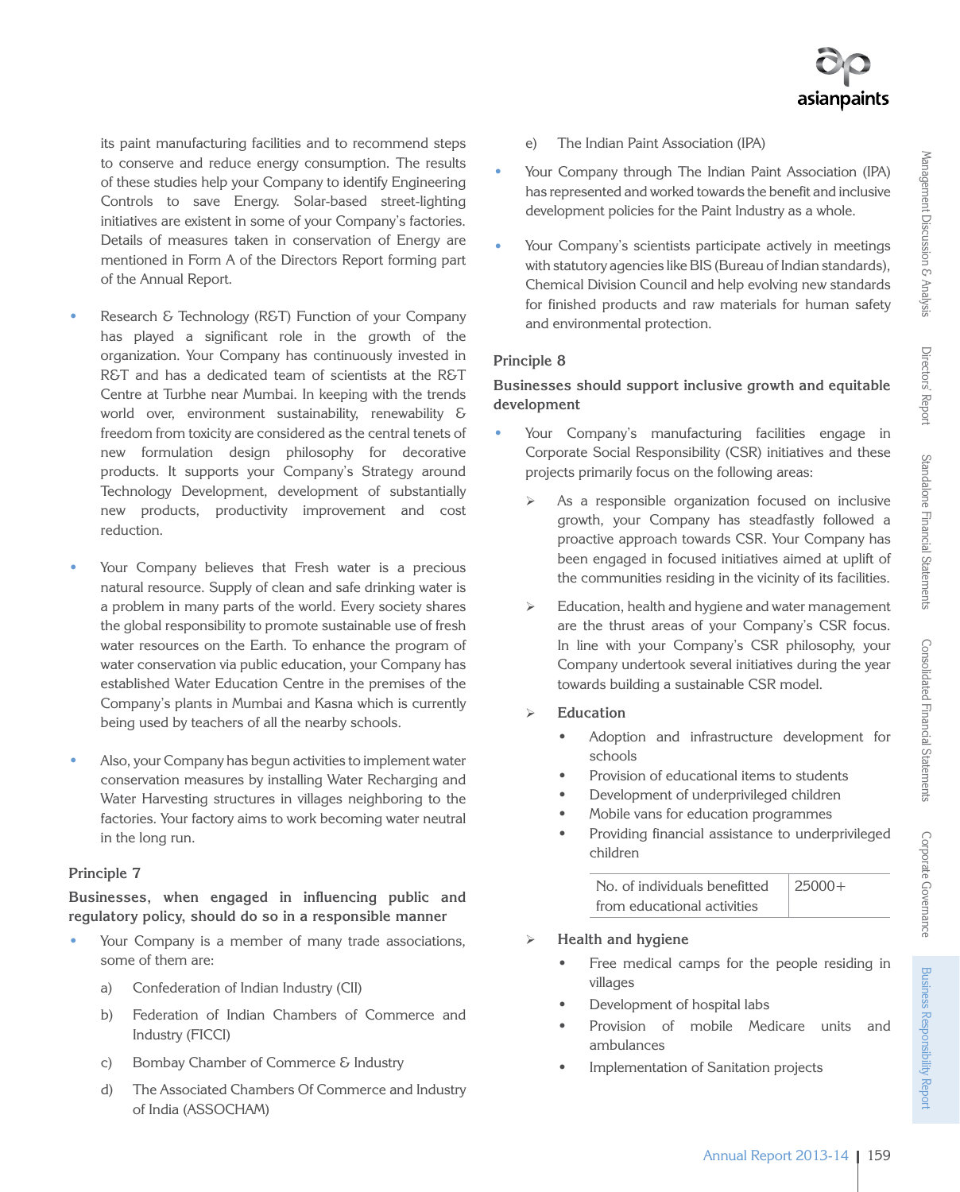its paint manufacturing facilities and to recommend steps to conserve and reduce energy consumption. The results of these studies help your Company to identify Engineering Controls to save Energy. Solar-based street-lighting initiatives are existent in some of your Company's factories. Details of measures taken in conservation of Energy are mentioned in Form A of the Directors Report forming part of the Annual Report.

- Research & Technology (R&T) Function of your Company has played a significant role in the growth of the organization. Your Company has continuously invested in R&T and has a dedicated team of scientists at the R&T Centre at Turbhe near Mumbai. In keeping with the trends world over, environment sustainability, renewability & freedom from toxicity are considered as the central tenets of new formulation design philosophy for decorative products. It supports your Company's Strategy around Technology Development, development of substantially new products, productivity improvement and cost reduction.

- Your Company believes that Fresh water is a precious natural resource. Supply of clean and safe drinking water is a problem in many parts of the world. Every society shares the global responsibility to promote sustainable use of fresh water resources on the Earth. To enhance the program of water conservation via public education, your Company has established Water Education Centre in the premises of the Company's plants in Mumbai and Kasna which is currently being used by teachers of all the nearby schools.

- Also, your Company has begun activities to implement water conservation measures by installing Water Recharging and Water Harvesting structures in villages neighboring to the factories. Your factory aims to work becoming water neutral in the long run.

### Principle 7

**Businesses, when engaged in influencing public and regulatory policy, should do so in a responsible manner**

- Your Company is a member of many trade associations, some of them are:

  a) Confederation of Indian Industry (CII)

  b) Federation of Indian Chambers of Commerce and Industry (FICCI)

  c) Bombay Chamber of Commerce & Industry

  d) The Associated Chambers Of Commerce and Industry of India (ASSOCHAM)

  e) The Indian Paint Association (IPA)

- Your Company through The Indian Paint Association (IPA) has represented and worked towards the benefit and inclusive development policies for the Paint Industry as a whole.

- Your Company's scientists participate actively in meetings with statutory agencies like BIS (Bureau of Indian standards), Chemical Division Council and help evolving new standards for finished products and raw materials for human safety and environmental protection.

### Principle 8

**Businesses should support inclusive growth and equitable development**

- Your Company's manufacturing facilities engage in Corporate Social Responsibility (CSR) initiatives and these projects primarily focus on the following areas:

  - As a responsible organization focused on inclusive growth, your Company has steadfastly followed a proactive approach towards CSR. Your Company has been engaged in focused initiatives aimed at uplift of the communities residing in the vicinity of its facilities.

  - Education, health and hygiene and water management are the thrust areas of your Company's CSR focus. In line with your Company's CSR philosophy, your Company undertook several initiatives during the year towards building a sustainable CSR model.

  - **Education**

    - Adoption and infrastructure development for schools
    - Provision of educational items to students
    - Development of underprivileged children
    - Mobile vans for education programmes
    - Providing financial assistance to underprivileged children

| No. of individuals benefitted from educational activities | 25000+ |
|---|---|

  - **Health and hygiene**

    - Free medical camps for the people residing in villages
    - Development of hospital labs
    - Provision of mobile Medicare units and ambulances
    - Implementation of Sanitation projects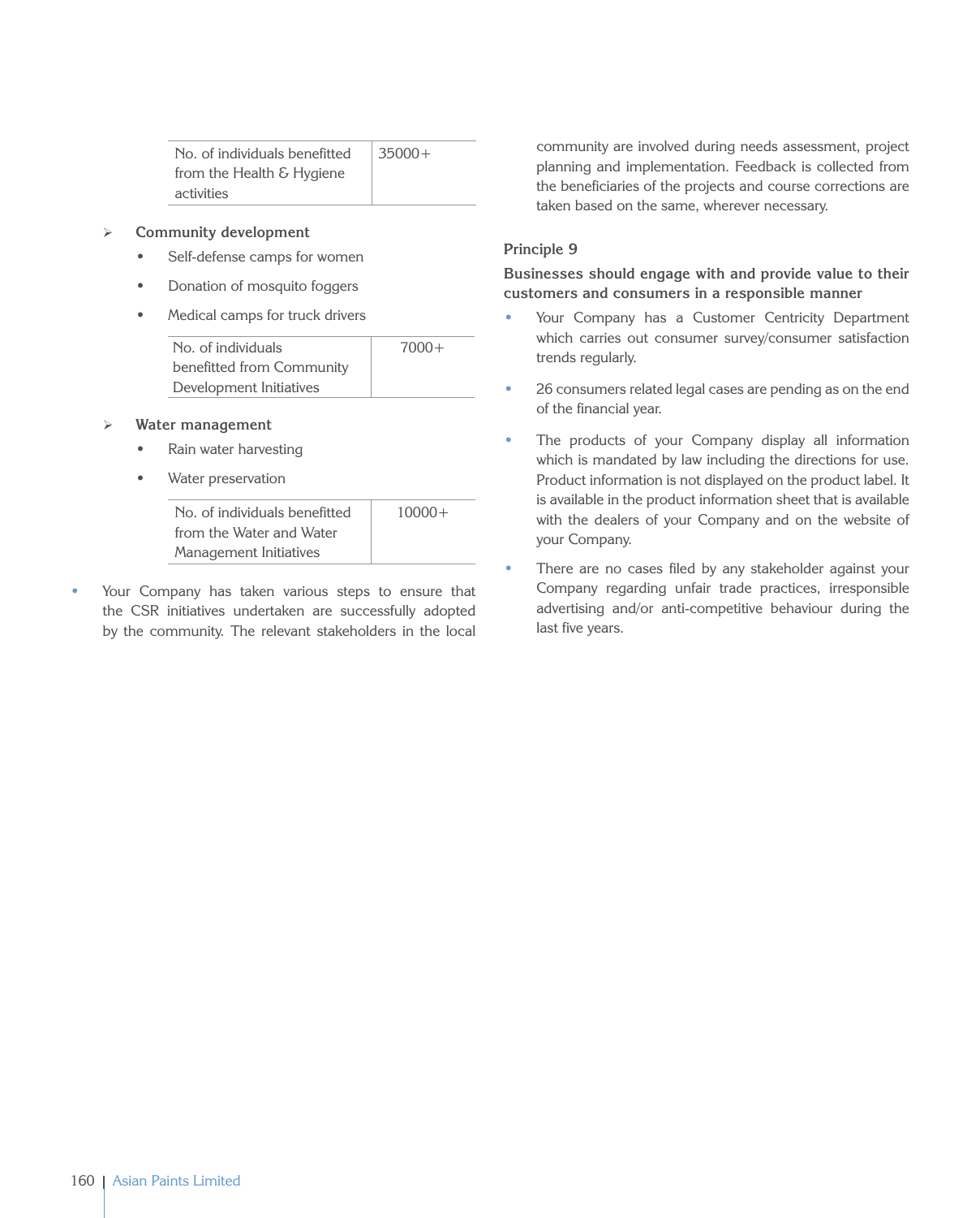| | |
|---|---|
| No. of individuals benefitted from the Health & Hygiene activities | 35000+ |

- **Community development**
  - Self-defense camps for women
  - Donation of mosquito foggers
  - Medical camps for truck drivers

| | |
|---|---|
| No. of individuals benefitted from Community Development Initiatives | 7000+ |

- **Water management**
  - Rain water harvesting
  - Water preservation

| | |
|---|---|
| No. of individuals benefitted from the Water and Water Management Initiatives | 10000+ |

- Your Company has taken various steps to ensure that the CSR initiatives undertaken are successfully adopted by the community. The relevant stakeholders in the local community are involved during needs assessment, project planning and implementation. Feedback is collected from the beneficiaries of the projects and course corrections are taken based on the same, wherever necessary.

### Principle 9

**Businesses should engage with and provide value to their customers and consumers in a responsible manner**

- Your Company has a Customer Centricity Department which carries out consumer survey/consumer satisfaction trends regularly.
- 26 consumers related legal cases are pending as on the end of the financial year.
- The products of your Company display all information which is mandated by law including the directions for use. Product information is not displayed on the product label. It is available in the product information sheet that is available with the dealers of your Company and on the website of your Company.
- There are no cases filed by any stakeholder against your Company regarding unfair trade practices, irresponsible advertising and/or anti-competitive behaviour during the last five years.